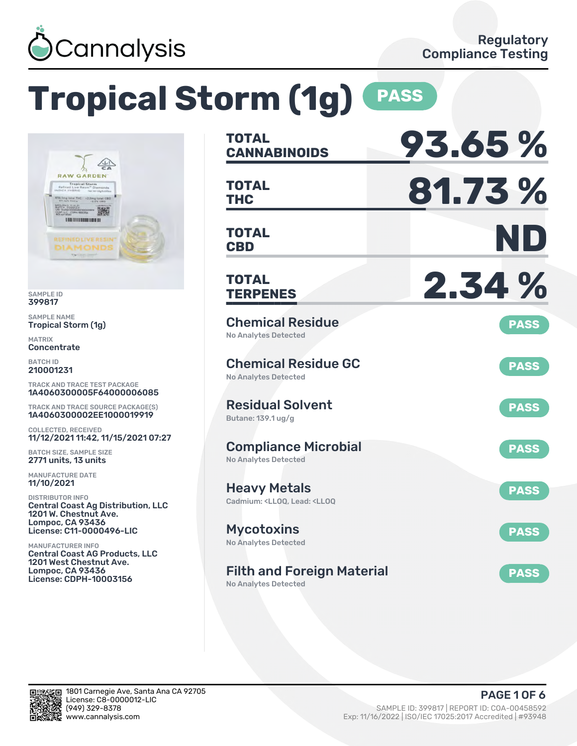# Cannalysis

Regulatory Compliance Testing

# Tropical Storm (1g) PASS

SAMPLE ID
399817

SAMPLE NAME
Tropical Storm (1g)

MATRIX
Concentrate

BATCH ID
210001231

TRACK AND TRACE TEST PACKAGE
1A4060300005F64000006085

TRACK AND TRACE SOURCE PACKAGE(S)
1A4060300002EE1000019919

COLLECTED, RECEIVED
11/12/2021 11:42, 11/15/2021 07:27

BATCH SIZE, SAMPLE SIZE
2771 units, 13 units

MANUFACTURE DATE
11/10/2021

DISTRIBUTOR INFO
Central Coast Ag Distribution, LLC
1201 W. Chestnut Ave.
Lompoc, CA 93436
License: C11-0000496-LIC

MANUFACTURER INFO
Central Coast AG Products, LLC
1201 West Chestnut Ave.
Lompoc, CA 93436
License: CDPH-10003156

| | |
|---|---|
| **TOTAL CANNABINOIDS** | **93.65 %** |
| **TOTAL THC** | **81.73 %** |
| **TOTAL CBD** | **ND** |
| **TOTAL TERPENES** | **2.34 %** |

| Test | Result | Status |
|---|---|---|
| Chemical Residue | No Analytes Detected | PASS |
| Chemical Residue GC | No Analytes Detected | PASS |
| Residual Solvent | Butane: 139.1 ug/g | PASS |
| Compliance Microbial | No Analytes Detected | PASS |
| Heavy Metals | Cadmium: <LLOQ, Lead: <LLOQ | PASS |
| Mycotoxins | No Analytes Detected | PASS |
| Filth and Foreign Material | No Analytes Detected | PASS |

1801 Carnegie Ave, Santa Ana CA 92705
License: C8-0000012-LIC
(949) 329-8378
www.cannalysis.com

SAMPLE ID: 399817 | REPORT ID: COA-00458592
Exp: 11/16/2022 | ISO/IEC 17025:2017 Accredited | #93948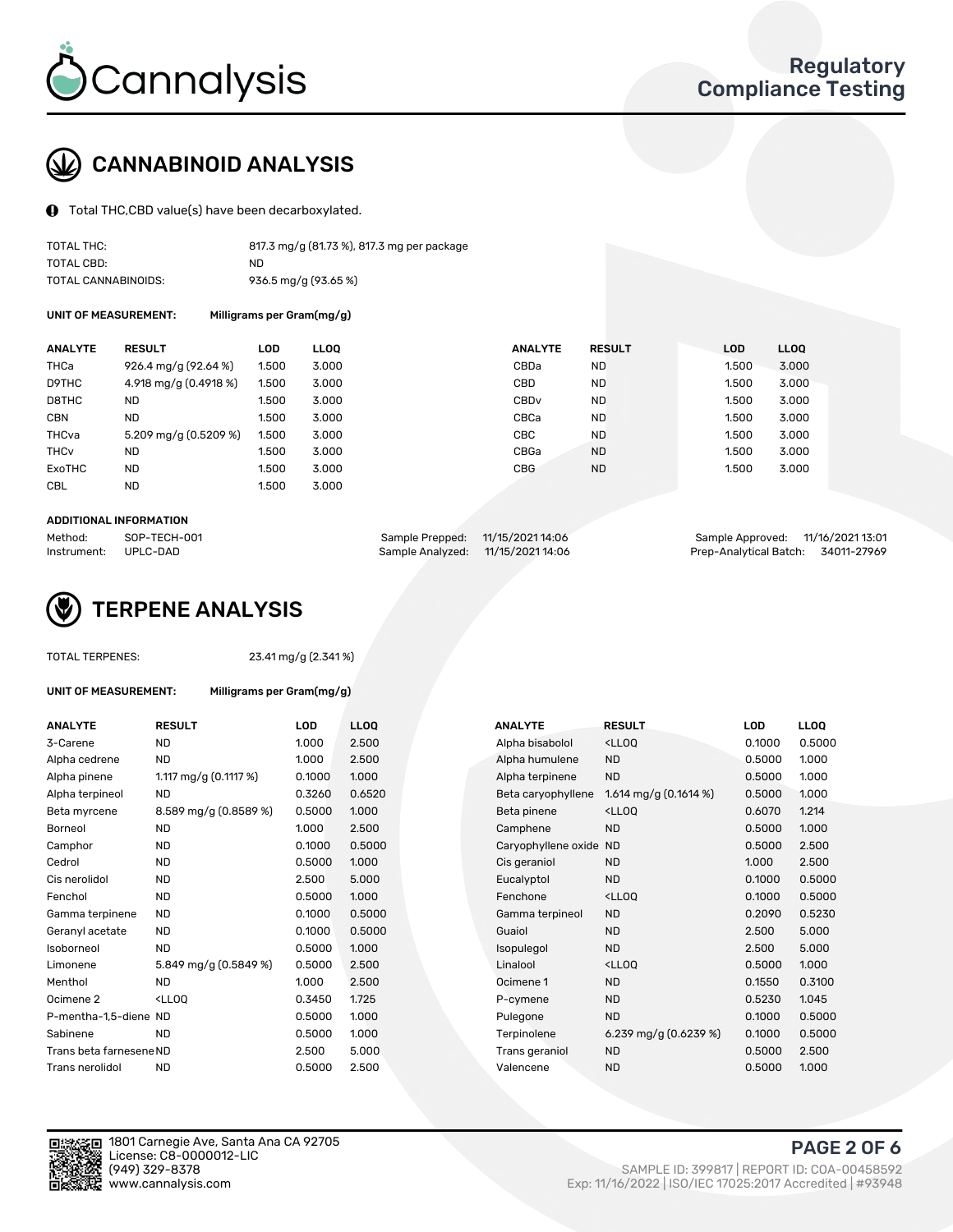# CANNABINOID ANALYSIS

Total THC,CBD value(s) have been decarboxylated.

| | |
|---|---|
| TOTAL THC: | 817.3 mg/g (81.73 %), 817.3 mg per package |
| TOTAL CBD: | ND |
| TOTAL CANNABINOIDS: | 936.5 mg/g (93.65 %) |

**UNIT OF MEASUREMENT:** Milligrams per Gram(mg/g)

| ANALYTE | RESULT | LOD | LLOQ | ANALYTE | RESULT | LOD | LLOQ |
|---|---|---|---|---|---|---|---|
| THCa | 926.4 mg/g (92.64 %) | 1.500 | 3.000 | CBDa | ND | 1.500 | 3.000 |
| D9THC | 4.918 mg/g (0.4918 %) | 1.500 | 3.000 | CBD | ND | 1.500 | 3.000 |
| D8THC | ND | 1.500 | 3.000 | CBDv | ND | 1.500 | 3.000 |
| CBN | ND | 1.500 | 3.000 | CBCa | ND | 1.500 | 3.000 |
| THCva | 5.209 mg/g (0.5209 %) | 1.500 | 3.000 | CBC | ND | 1.500 | 3.000 |
| THCv | ND | 1.500 | 3.000 | CBGa | ND | 1.500 | 3.000 |
| ExoTHC | ND | 1.500 | 3.000 | CBG | ND | 1.500 | 3.000 |
| CBL | ND | 1.500 | 3.000 | | | | |

**ADDITIONAL INFORMATION**

| | | | | | |
|---|---|---|---|---|---|
| Method: | SOP-TECH-001 | Sample Prepped: | 11/15/2021 14:06 | Sample Approved: | 11/16/2021 13:01 |
| Instrument: | UPLC-DAD | Sample Analyzed: | 11/15/2021 14:06 | Prep-Analytical Batch: | 34011-27969 |

# TERPENE ANALYSIS

TOTAL TERPENES: 23.41 mg/g (2.341 %)

**UNIT OF MEASUREMENT:** Milligrams per Gram(mg/g)

| ANALYTE | RESULT | LOD | LLOQ | ANALYTE | RESULT | LOD | LLOQ |
|---|---|---|---|---|---|---|---|
| 3-Carene | ND | 1.000 | 2.500 | Alpha bisabolol | <LLOQ | 0.1000 | 0.5000 |
| Alpha cedrene | ND | 1.000 | 2.500 | Alpha humulene | ND | 0.5000 | 1.000 |
| Alpha pinene | 1.117 mg/g (0.1117 %) | 0.1000 | 1.000 | Alpha terpinene | ND | 0.5000 | 1.000 |
| Alpha terpineol | ND | 0.3260 | 0.6520 | Beta caryophyllene | 1.614 mg/g (0.1614 %) | 0.5000 | 1.000 |
| Beta myrcene | 8.589 mg/g (0.8589 %) | 0.5000 | 1.000 | Beta pinene | <LLOQ | 0.6070 | 1.214 |
| Borneol | ND | 1.000 | 2.500 | Camphene | ND | 0.5000 | 1.000 |
| Camphor | ND | 0.1000 | 0.5000 | Caryophyllene oxide | ND | 0.5000 | 2.500 |
| Cedrol | ND | 0.5000 | 1.000 | Cis geraniol | ND | 1.000 | 2.500 |
| Cis nerolidol | ND | 2.500 | 5.000 | Eucalyptol | ND | 0.1000 | 0.5000 |
| Fenchol | ND | 0.5000 | 1.000 | Fenchone | <LLOQ | 0.1000 | 0.5000 |
| Gamma terpinene | ND | 0.1000 | 0.5000 | Gamma terpineol | ND | 0.2090 | 0.5230 |
| Geranyl acetate | ND | 0.1000 | 0.5000 | Guaiol | ND | 2.500 | 5.000 |
| Isoborneol | ND | 0.5000 | 1.000 | Isopulegol | ND | 2.500 | 5.000 |
| Limonene | 5.849 mg/g (0.5849 %) | 0.5000 | 2.500 | Linalool | <LLOQ | 0.5000 | 1.000 |
| Menthol | ND | 1.000 | 2.500 | Ocimene 1 | ND | 0.1550 | 0.3100 |
| Ocimene 2 | <LLOQ | 0.3450 | 1.725 | P-cymene | ND | 0.5230 | 1.045 |
| P-mentha-1,5-diene | ND | 0.5000 | 1.000 | Pulegone | ND | 0.1000 | 0.5000 |
| Sabinene | ND | 0.5000 | 1.000 | Terpinolene | 6.239 mg/g (0.6239 %) | 0.1000 | 0.5000 |
| Trans beta farnesene | ND | 2.500 | 5.000 | Trans geraniol | ND | 0.5000 | 2.500 |
| Trans nerolidol | ND | 0.5000 | 2.500 | Valencene | ND | 0.5000 | 1.000 |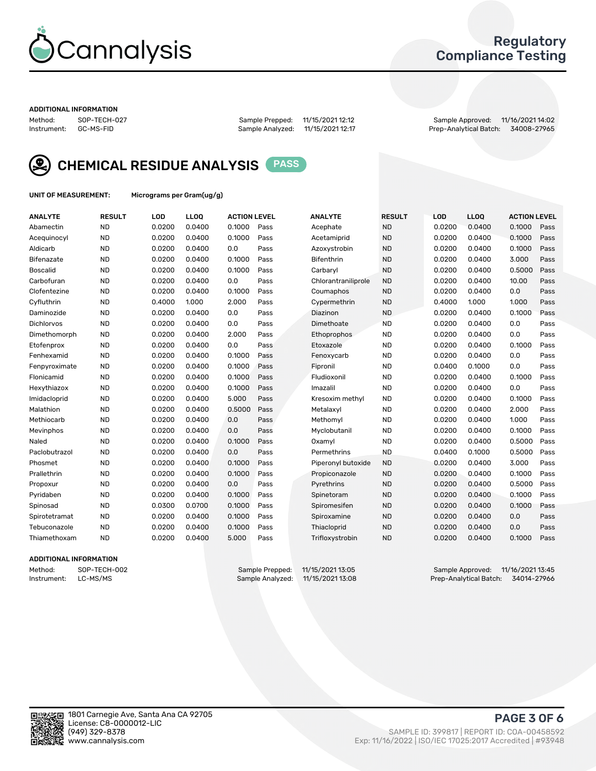# Cannalysis

## Regulatory Compliance Testing

**ADDITIONAL INFORMATION**

Method: SOP-TECH-027 | Sample Prepped: 11/15/2021 12:12 | Sample Approved: 11/16/2021 14:02
Instrument: GC-MS-FID | Sample Analyzed: 11/15/2021 12:17 | Prep-Analytical Batch: 34008-27965

## CHEMICAL RESIDUE ANALYSIS — PASS

**UNIT OF MEASUREMENT:** Micrograms per Gram(ug/g)

| ANALYTE | RESULT | LOD | LLOQ | ACTION LEVEL | | ANALYTE | RESULT | LOD | LLOQ | ACTION LEVEL | |
|---|---|---|---|---|---|---|---|---|---|---|---|
| Abamectin | ND | 0.0200 | 0.0400 | 0.1000 | Pass | Acephate | ND | 0.0200 | 0.0400 | 0.1000 | Pass |
| Acequinocyl | ND | 0.0200 | 0.0400 | 0.1000 | Pass | Acetamiprid | ND | 0.0200 | 0.0400 | 0.1000 | Pass |
| Aldicarb | ND | 0.0200 | 0.0400 | 0.0 | Pass | Azoxystrobin | ND | 0.0200 | 0.0400 | 0.1000 | Pass |
| Bifenazate | ND | 0.0200 | 0.0400 | 0.1000 | Pass | Bifenthrin | ND | 0.0200 | 0.0400 | 3.000 | Pass |
| Boscalid | ND | 0.0200 | 0.0400 | 0.1000 | Pass | Carbaryl | ND | 0.0200 | 0.0400 | 0.5000 | Pass |
| Carbofuran | ND | 0.0200 | 0.0400 | 0.0 | Pass | Chlorantraniliprole | ND | 0.0200 | 0.0400 | 10.00 | Pass |
| Clofentezine | ND | 0.0200 | 0.0400 | 0.1000 | Pass | Coumaphos | ND | 0.0200 | 0.0400 | 0.0 | Pass |
| Cyfluthrin | ND | 0.4000 | 1.000 | 2.000 | Pass | Cypermethrin | ND | 0.4000 | 1.000 | 1.000 | Pass |
| Daminozide | ND | 0.0200 | 0.0400 | 0.0 | Pass | Diazinon | ND | 0.0200 | 0.0400 | 0.1000 | Pass |
| Dichlorvos | ND | 0.0200 | 0.0400 | 0.0 | Pass | Dimethoate | ND | 0.0200 | 0.0400 | 0.0 | Pass |
| Dimethomorph | ND | 0.0200 | 0.0400 | 2.000 | Pass | Ethoprophos | ND | 0.0200 | 0.0400 | 0.0 | Pass |
| Etofenprox | ND | 0.0200 | 0.0400 | 0.0 | Pass | Etoxazole | ND | 0.0200 | 0.0400 | 0.1000 | Pass |
| Fenhexamid | ND | 0.0200 | 0.0400 | 0.1000 | Pass | Fenoxycarb | ND | 0.0200 | 0.0400 | 0.0 | Pass |
| Fenpyroximate | ND | 0.0200 | 0.0400 | 0.1000 | Pass | Fipronil | ND | 0.0400 | 0.1000 | 0.0 | Pass |
| Flonicamid | ND | 0.0200 | 0.0400 | 0.1000 | Pass | Fludioxonil | ND | 0.0200 | 0.0400 | 0.1000 | Pass |
| Hexythiazox | ND | 0.0200 | 0.0400 | 0.1000 | Pass | Imazalil | ND | 0.0200 | 0.0400 | 0.0 | Pass |
| Imidacloprid | ND | 0.0200 | 0.0400 | 5.000 | Pass | Kresoxim methyl | ND | 0.0200 | 0.0400 | 0.1000 | Pass |
| Malathion | ND | 0.0200 | 0.0400 | 0.5000 | Pass | Metalaxyl | ND | 0.0200 | 0.0400 | 2.000 | Pass |
| Methiocarb | ND | 0.0200 | 0.0400 | 0.0 | Pass | Methomyl | ND | 0.0200 | 0.0400 | 1.000 | Pass |
| Mevinphos | ND | 0.0200 | 0.0400 | 0.0 | Pass | Myclobutanil | ND | 0.0200 | 0.0400 | 0.1000 | Pass |
| Naled | ND | 0.0200 | 0.0400 | 0.1000 | Pass | Oxamyl | ND | 0.0200 | 0.0400 | 0.5000 | Pass |
| Paclobutrazol | ND | 0.0200 | 0.0400 | 0.0 | Pass | Permethrins | ND | 0.0400 | 0.1000 | 0.5000 | Pass |
| Phosmet | ND | 0.0200 | 0.0400 | 0.1000 | Pass | Piperonyl butoxide | ND | 0.0200 | 0.0400 | 3.000 | Pass |
| Prallethrin | ND | 0.0200 | 0.0400 | 0.1000 | Pass | Propiconazole | ND | 0.0200 | 0.0400 | 0.1000 | Pass |
| Propoxur | ND | 0.0200 | 0.0400 | 0.0 | Pass | Pyrethrins | ND | 0.0200 | 0.0400 | 0.5000 | Pass |
| Pyridaben | ND | 0.0200 | 0.0400 | 0.1000 | Pass | Spinetoram | ND | 0.0200 | 0.0400 | 0.1000 | Pass |
| Spinosad | ND | 0.0300 | 0.0700 | 0.1000 | Pass | Spiromesifen | ND | 0.0200 | 0.0400 | 0.1000 | Pass |
| Spirotetramat | ND | 0.0200 | 0.0400 | 0.1000 | Pass | Spiroxamine | ND | 0.0200 | 0.0400 | 0.0 | Pass |
| Tebuconazole | ND | 0.0200 | 0.0400 | 0.1000 | Pass | Thiacloprid | ND | 0.0200 | 0.0400 | 0.0 | Pass |
| Thiamethoxam | ND | 0.0200 | 0.0400 | 5.000 | Pass | Trifloxystrobin | ND | 0.0200 | 0.0400 | 0.1000 | Pass |

**ADDITIONAL INFORMATION**

Method: SOP-TECH-002 | Sample Prepped: 11/15/2021 13:05 | Sample Approved: 11/16/2021 13:45
Instrument: LC-MS/MS | Sample Analyzed: 11/15/2021 13:08 | Prep-Analytical Batch: 34014-27966

1801 Carnegie Ave, Santa Ana CA 92705
License: C8-0000012-LIC
(949) 329-8378
www.cannalysis.com

SAMPLE ID: 399817 | REPORT ID: COA-00458592
Exp: 11/16/2022 | ISO/IEC 17025:2017 Accredited | #93948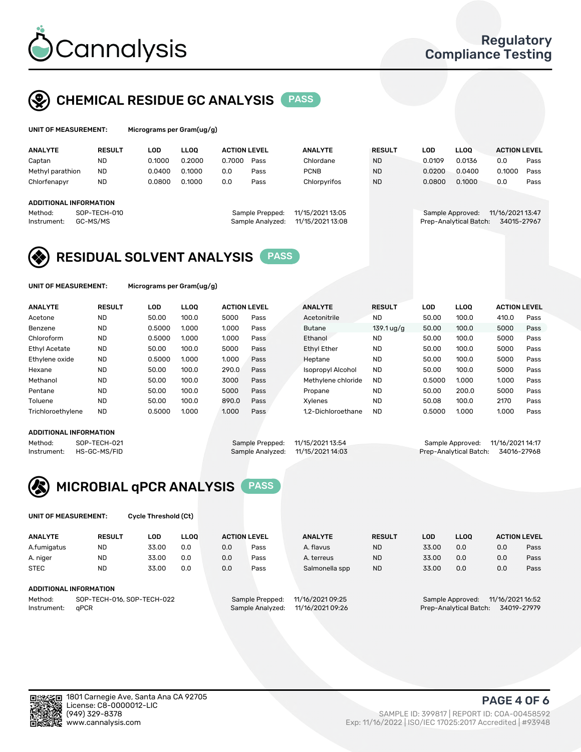# Cannalysis

## Regulatory Compliance Testing

## CHEMICAL RESIDUE GC ANALYSIS PASS

**UNIT OF MEASUREMENT:** Micrograms per Gram(ug/g)

| ANALYTE | RESULT | LOD | LLOQ | ACTION LEVEL | | ANALYTE | RESULT | LOD | LLOQ | ACTION LEVEL | |
|---|---|---|---|---|---|---|---|---|---|---|---|
| Captan | ND | 0.1000 | 0.2000 | 0.7000 | Pass | Chlordane | ND | 0.0109 | 0.0136 | 0.0 | Pass |
| Methyl parathion | ND | 0.0400 | 0.1000 | 0.0 | Pass | PCNB | ND | 0.0200 | 0.0400 | 0.1000 | Pass |
| Chlorfenapyr | ND | 0.0800 | 0.1000 | 0.0 | Pass | Chlorpyrifos | ND | 0.0800 | 0.1000 | 0.0 | Pass |

**ADDITIONAL INFORMATION**

Method: SOP-TECH-010
Instrument: GC-MS/MS
Sample Prepped: 11/15/2021 13:05
Sample Analyzed: 11/15/2021 13:08
Sample Approved: 11/16/2021 13:47
Prep-Analytical Batch: 34015-27967

## RESIDUAL SOLVENT ANALYSIS PASS

**UNIT OF MEASUREMENT:** Micrograms per Gram(ug/g)

| ANALYTE | RESULT | LOD | LLOQ | ACTION LEVEL | | ANALYTE | RESULT | LOD | LLOQ | ACTION LEVEL | |
|---|---|---|---|---|---|---|---|---|---|---|---|
| Acetone | ND | 50.00 | 100.0 | 5000 | Pass | Acetonitrile | ND | 50.00 | 100.0 | 410.0 | Pass |
| Benzene | ND | 0.5000 | 1.000 | 1.000 | Pass | Butane | 139.1 ug/g | 50.00 | 100.0 | 5000 | Pass |
| Chloroform | ND | 0.5000 | 1.000 | 1.000 | Pass | Ethanol | ND | 50.00 | 100.0 | 5000 | Pass |
| Ethyl Acetate | ND | 50.00 | 100.0 | 5000 | Pass | Ethyl Ether | ND | 50.00 | 100.0 | 5000 | Pass |
| Ethylene oxide | ND | 0.5000 | 1.000 | 1.000 | Pass | Heptane | ND | 50.00 | 100.0 | 5000 | Pass |
| Hexane | ND | 50.00 | 100.0 | 290.0 | Pass | Isopropyl Alcohol | ND | 50.00 | 100.0 | 5000 | Pass |
| Methanol | ND | 50.00 | 100.0 | 3000 | Pass | Methylene chloride | ND | 0.5000 | 1.000 | 1.000 | Pass |
| Pentane | ND | 50.00 | 100.0 | 5000 | Pass | Propane | ND | 50.00 | 200.0 | 5000 | Pass |
| Toluene | ND | 50.00 | 100.0 | 890.0 | Pass | Xylenes | ND | 50.08 | 100.0 | 2170 | Pass |
| Trichloroethylene | ND | 0.5000 | 1.000 | 1.000 | Pass | 1,2-Dichloroethane | ND | 0.5000 | 1.000 | 1.000 | Pass |

**ADDITIONAL INFORMATION**

Method: SOP-TECH-021
Instrument: HS-GC-MS/FID
Sample Prepped: 11/15/2021 13:54
Sample Analyzed: 11/15/2021 14:03
Sample Approved: 11/16/2021 14:17
Prep-Analytical Batch: 34016-27968

## MICROBIAL qPCR ANALYSIS PASS

**UNIT OF MEASUREMENT:** Cycle Threshold (Ct)

| ANALYTE | RESULT | LOD | LLOQ | ACTION LEVEL | | ANALYTE | RESULT | LOD | LLOQ | ACTION LEVEL | |
|---|---|---|---|---|---|---|---|---|---|---|---|
| A.fumigatus | ND | 33.00 | 0.0 | 0.0 | Pass | A. flavus | ND | 33.00 | 0.0 | 0.0 | Pass |
| A. niger | ND | 33.00 | 0.0 | 0.0 | Pass | A. terreus | ND | 33.00 | 0.0 | 0.0 | Pass |
| STEC | ND | 33.00 | 0.0 | 0.0 | Pass | Salmonella spp | ND | 33.00 | 0.0 | 0.0 | Pass |

**ADDITIONAL INFORMATION**

Method: SOP-TECH-016, SOP-TECH-022
Instrument: qPCR
Sample Prepped: 11/16/2021 09:25
Sample Analyzed: 11/16/2021 09:26
Sample Approved: 11/16/2021 16:52
Prep-Analytical Batch: 34019-27979

1801 Carnegie Ave, Santa Ana CA 92705
License: C8-0000012-LIC
(949) 329-8378
www.cannalysis.com

SAMPLE ID: 399817 | REPORT ID: COA-00458592
Exp: 11/16/2022 | ISO/IEC 17025:2017 Accredited | #93948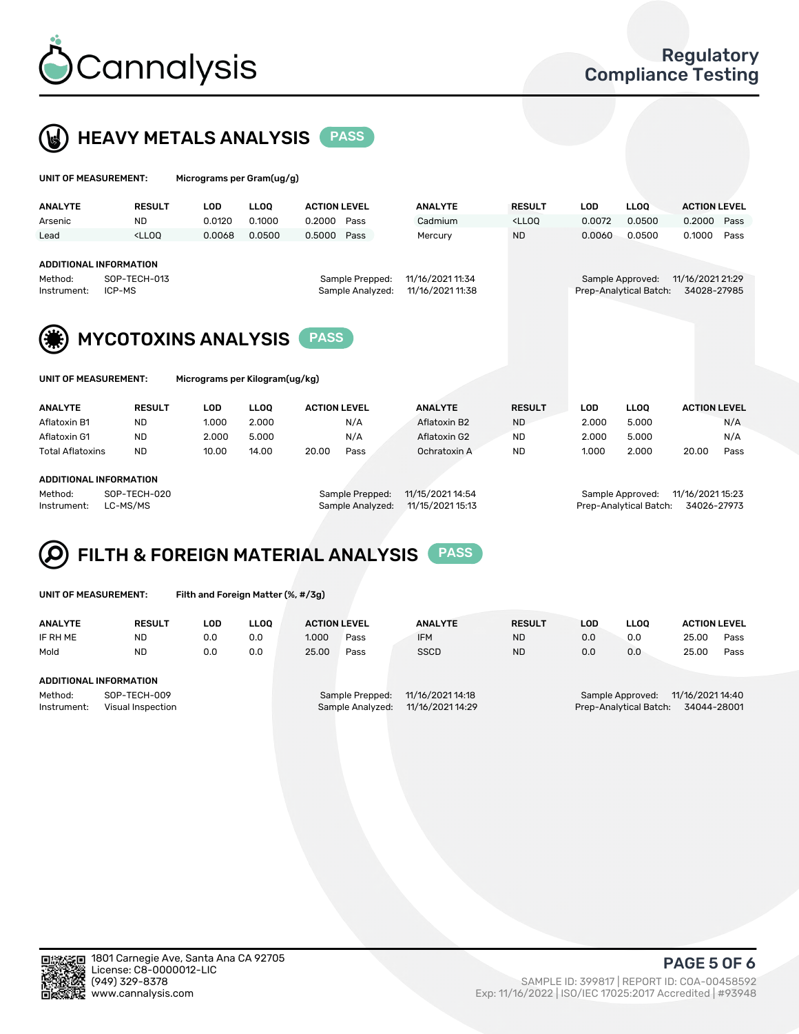# Cannalysis

Regulatory Compliance Testing

## HEAVY METALS ANALYSIS PASS

**UNIT OF MEASUREMENT:** Micrograms per Gram(ug/g)

| ANALYTE | RESULT | LOD | LLOQ | ACTION LEVEL | | ANALYTE | RESULT | LOD | LLOQ | ACTION LEVEL | |
|---|---|---|---|---|---|---|---|---|---|---|---|
| Arsenic | ND | 0.0120 | 0.1000 | 0.2000 | Pass | Cadmium | <LLOQ | 0.0072 | 0.0500 | 0.2000 | Pass |
| Lead | <LLOQ | 0.0068 | 0.0500 | 0.5000 | Pass | Mercury | ND | 0.0060 | 0.0500 | 0.1000 | Pass |

**ADDITIONAL INFORMATION**

Method: SOP-TECH-013
Instrument: ICP-MS
Sample Prepped: 11/16/2021 11:34
Sample Analyzed: 11/16/2021 11:38
Sample Approved: 11/16/2021 21:29
Prep-Analytical Batch: 34028-27985

## MYCOTOXINS ANALYSIS PASS

**UNIT OF MEASUREMENT:** Micrograms per Kilogram(ug/kg)

| ANALYTE | RESULT | LOD | LLOQ | ACTION LEVEL | | ANALYTE | RESULT | LOD | LLOQ | ACTION LEVEL | |
|---|---|---|---|---|---|---|---|---|---|---|---|
| Aflatoxin B1 | ND | 1.000 | 2.000 | | N/A | Aflatoxin B2 | ND | 2.000 | 5.000 | | N/A |
| Aflatoxin G1 | ND | 2.000 | 5.000 | | N/A | Aflatoxin G2 | ND | 2.000 | 5.000 | | N/A |
| Total Aflatoxins | ND | 10.00 | 14.00 | 20.00 | Pass | Ochratoxin A | ND | 1.000 | 2.000 | 20.00 | Pass |

**ADDITIONAL INFORMATION**

Method: SOP-TECH-020
Instrument: LC-MS/MS
Sample Prepped: 11/15/2021 14:54
Sample Analyzed: 11/15/2021 15:13
Sample Approved: 11/16/2021 15:23
Prep-Analytical Batch: 34026-27973

## FILTH & FOREIGN MATERIAL ANALYSIS PASS

**UNIT OF MEASUREMENT:** Filth and Foreign Matter (%, #/3g)

| ANALYTE | RESULT | LOD | LLOQ | ACTION LEVEL | | ANALYTE | RESULT | LOD | LLOQ | ACTION LEVEL | |
|---|---|---|---|---|---|---|---|---|---|---|---|
| IF RH ME | ND | 0.0 | 0.0 | 1.000 | Pass | IFM | ND | 0.0 | 0.0 | 25.00 | Pass |
| Mold | ND | 0.0 | 0.0 | 25.00 | Pass | SSCD | ND | 0.0 | 0.0 | 25.00 | Pass |

**ADDITIONAL INFORMATION**

Method: SOP-TECH-009
Instrument: Visual Inspection
Sample Prepped: 11/16/2021 14:18
Sample Analyzed: 11/16/2021 14:29
Sample Approved: 11/16/2021 14:40
Prep-Analytical Batch: 34044-28001

1801 Carnegie Ave, Santa Ana CA 92705
License: C8-0000012-LIC
(949) 329-8378
www.cannalysis.com

SAMPLE ID: 399817 | REPORT ID: COA-00458592
Exp: 11/16/2022 | ISO/IEC 17025:2017 Accredited | #93948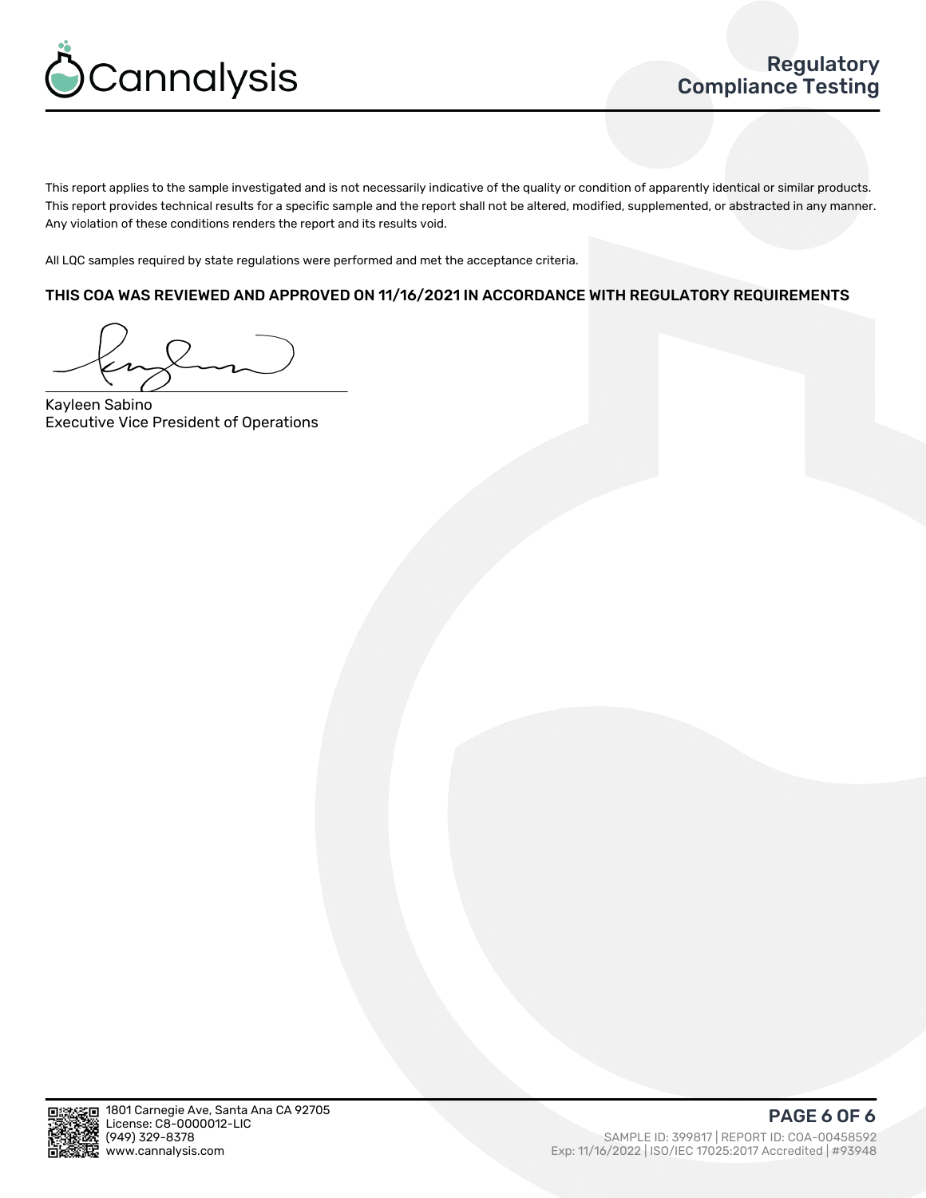This report applies to the sample investigated and is not necessarily indicative of the quality or condition of apparently identical or similar products. This report provides technical results for a specific sample and the report shall not be altered, modified, supplemented, or abstracted in any manner. Any violation of these conditions renders the report and its results void.

All LQC samples required by state regulations were performed and met the acceptance criteria.

**THIS COA WAS REVIEWED AND APPROVED ON 11/16/2021 IN ACCORDANCE WITH REGULATORY REQUIREMENTS**

Kayleen Sabino
Executive Vice President of Operations

1801 Carnegie Ave, Santa Ana CA 92705
License: C8-0000012-LIC
(949) 329-8378
www.cannalysis.com

SAMPLE ID: 399817 | REPORT ID: COA-00458592
Exp: 11/16/2022 | ISO/IEC 17025:2017 Accredited | #93948